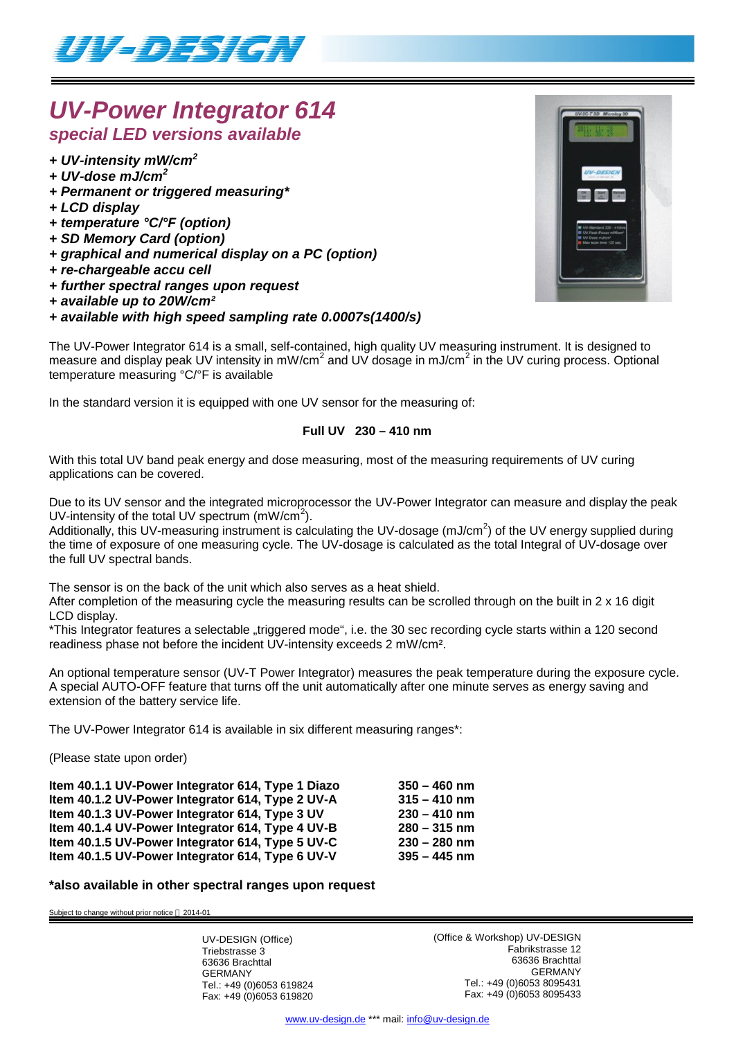# UV-Power Integrator 614

## special LED versions available

- ***UV-intensity mW/cm$^2$***
- ***UV-dose mJ/cm$^2$***
- ***Permanent or triggered measuring****
- ***LCD display***
- ***temperature °C/°F (option)***
- ***SD Memory Card (option)***
- ***graphical and numerical display on a PC (option)***
- ***re-chargeable accu cell***
- ***further spectral ranges upon request***
- ***available up to 20W/cm²***
- ***available with high speed sampling rate 0.0007s(1400/s)***

The UV-Power Integrator 614 is a small, self-contained, high quality UV measuring instrument. It is designed to measure and display peak UV intensity in mW/cm$^2$ and UV dosage in mJ/cm$^2$ in the UV curing process. Optional temperature measuring °C/°F is available

In the standard version it is equipped with one UV sensor for the measuring of:

**Full UV 230 – 410 nm**

With this total UV band peak energy and dose measuring, most of the measuring requirements of UV curing applications can be covered.

Due to its UV sensor and the integrated microprocessor the UV-Power Integrator can measure and display the peak UV-intensity of the total UV spectrum (mW/cm$^2$).
Additionally, this UV-measuring instrument is calculating the UV-dosage (mJ/cm$^2$) of the UV energy supplied during the time of exposure of one measuring cycle. The UV-dosage is calculated as the total Integral of UV-dosage over the full UV spectral bands.

The sensor is on the back of the unit which also serves as a heat shield.
After completion of the measuring cycle the measuring results can be scrolled through on the built in 2 x 16 digit LCD display.
*This Integrator features a selectable „triggered mode", i.e. the 30 sec recording cycle starts within a 120 second readiness phase not before the incident UV-intensity exceeds 2 mW/cm².

An optional temperature sensor (UV-T Power Integrator) measures the peak temperature during the exposure cycle. A special AUTO-OFF feature that turns off the unit automatically after one minute serves as energy saving and extension of the battery service life.

The UV-Power Integrator 614 is available in six different measuring ranges*:

(Please state upon order)

| | |
|---|---|
| **Item 40.1.1 UV-Power Integrator 614, Type 1 Diazo** | **350 – 460 nm** |
| **Item 40.1.2 UV-Power Integrator 614, Type 2 UV-A** | **315 – 410 nm** |
| **Item 40.1.3 UV-Power Integrator 614, Type 3 UV** | **230 – 410 nm** |
| **Item 40.1.4 UV-Power Integrator 614, Type 4 UV-B** | **280 – 315 nm** |
| **Item 40.1.5 UV-Power Integrator 614, Type 5 UV-C** | **230 – 280 nm** |
| **Item 40.1.5 UV-Power Integrator 614, Type 6 UV-V** | **395 – 445 nm** |

***also available in other spectral ranges upon request**

Subject to change without prior notice 2014-01

UV-DESIGN (Office)
Triebstrasse 3
63636 Brachttal
GERMANY
Tel.: +49 (0)6053 619824
Fax: +49 (0)6053 619820

(Office & Workshop) UV-DESIGN
Fabrikstrasse 12
63636 Brachttal
GERMANY
Tel.: +49 (0)6053 8095431
Fax: +49 (0)6053 8095433

www.uv-design.de *** mail: info@uv-design.de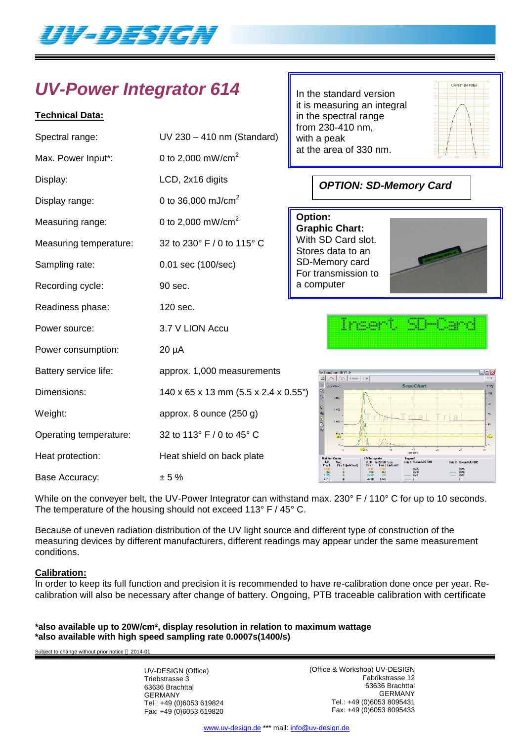# UV-Power Integrator 614

**Technical Data:**

| | |
|---|---|
| Spectral range: | UV 230 – 410 nm (Standard) |
| Max. Power Input*: | 0 to 2,000 mW/cm$^2$ |
| Display: | LCD, 2x16 digits |
| Display range: | 0 to 36,000 mJ/cm$^2$ |
| Measuring range: | 0 to 2,000 mW/cm$^2$ |
| Measuring temperature: | 32 to 230° F / 0 to 115° C |
| Sampling rate: | 0.01 sec (100/sec) |
| Recording cycle: | 90 sec. |
| Readiness phase: | 120 sec. |
| Power source: | 3.7 V LION Accu |
| Power consumption: | 20 µA |
| Battery service life: | approx. 1,000 measurements |
| Dimensions: | 140 x 65 x 13 mm (5.5 x 2.4 x 0.55") |
| Weight: | approx. 8 ounce (250 g) |
| Operating temperature: | 32 to 113° F / 0 to 45° C |
| Heat protection: | Heat shield on back plate |
| Base Accuracy: | ± 5 % |

In the standard version it is measuring an integral in the spectral range from 230-410 nm, with a peak at the area of 330 nm.

UV-INT 04 Filter

***OPTION: SD-Memory Card***

**Option:**
**Graphic Chart:**
With SD Card slot.
Stores data to an SD-Memory card
For transmission to a computer

Insert SD-Card

ScanChart

While on the conveyer belt, the UV-Power Integrator can withstand max. 230° F / 110° C for up to 10 seconds. The temperature of the housing should not exceed 113° F / 45° C.

Because of uneven radiation distribution of the UV light source and different type of construction of the measuring devices by different manufacturers, different readings may appear under the same measurement conditions.

**Calibration:**
In order to keep its full function and precision it is recommended to have re-calibration done once per year. Re-calibration will also be necessary after change of battery. Ongoing, PTB traceable calibration with certificate

**\*also available up to 20W/cm², display resolution in relation to maximum wattage**
**\*also available with high speed sampling rate 0.0007s(1400/s)**

Subject to change without prior notice 2014-01

UV-DESIGN (Office)
Triebstrasse 3
63636 Brachttal
GERMANY
Tel.: +49 (0)6053 619824
Fax: +49 (0)6053 619820

(Office & Workshop) UV-DESIGN
Fabrikstrasse 12
63636 Brachttal
GERMANY
Tel.: +49 (0)6053 8095431
Fax: +49 (0)6053 8095433

www.uv-design.de *** mail: info@uv-design.de